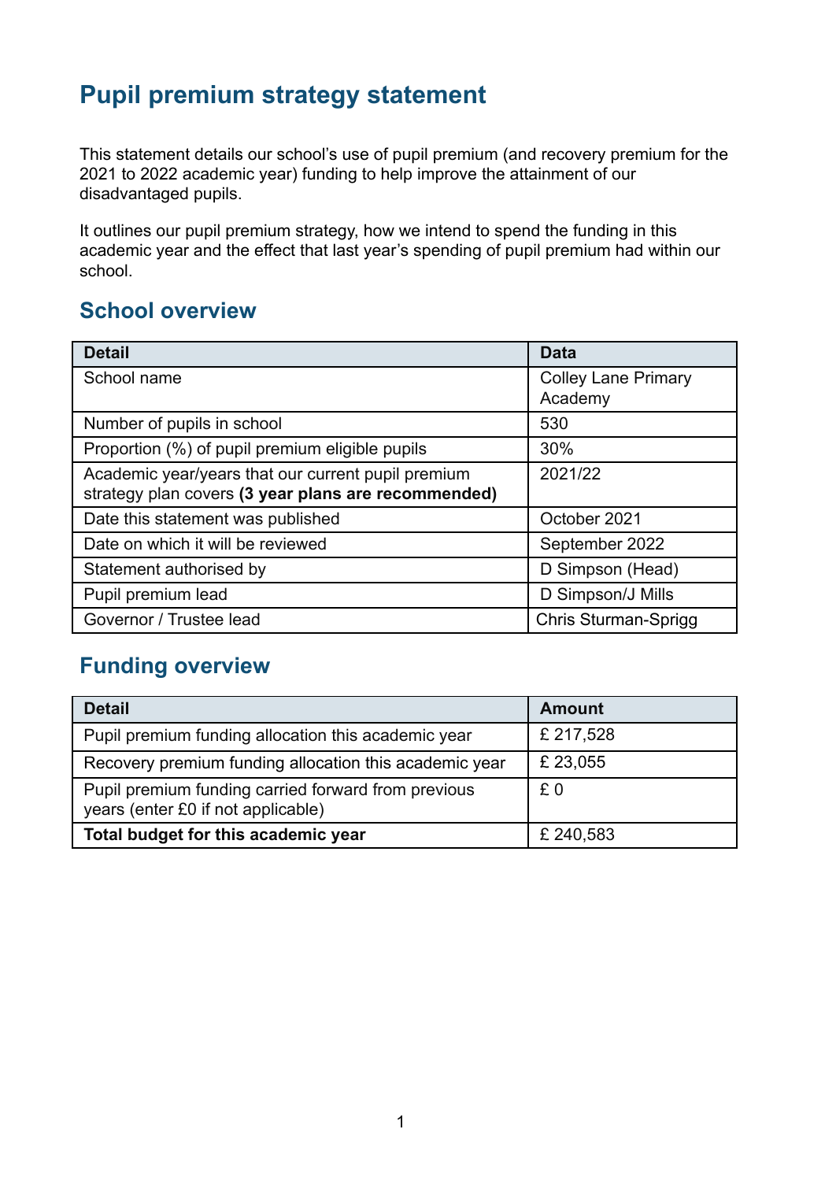# Pupil premium strategy statement

This statement details our school's use of pupil premium (and recovery premium for the 2021 to 2022 academic year) funding to help improve the attainment of our disadvantaged pupils.

It outlines our pupil premium strategy, how we intend to spend the funding in this academic year and the effect that last year's spending of pupil premium had within our school.

## School overview

| Detail | Data |
| --- | --- |
| School name | Colley Lane Primary Academy |
| Number of pupils in school | 530 |
| Proportion (%) of pupil premium eligible pupils | 30% |
| Academic year/years that our current pupil premium strategy plan covers **(3 year plans are recommended)** | 2021/22 |
| Date this statement was published | October 2021 |
| Date on which it will be reviewed | September 2022 |
| Statement authorised by | D Simpson (Head) |
| Pupil premium lead | D Simpson/J Mills |
| Governor / Trustee lead | Chris Sturman-Sprigg |

## Funding overview

| Detail | Amount |
| --- | --- |
| Pupil premium funding allocation this academic year | £ 217,528 |
| Recovery premium funding allocation this academic year | £ 23,055 |
| Pupil premium funding carried forward from previous years (enter £0 if not applicable) | £ 0 |
| **Total budget for this academic year** | £ 240,583 |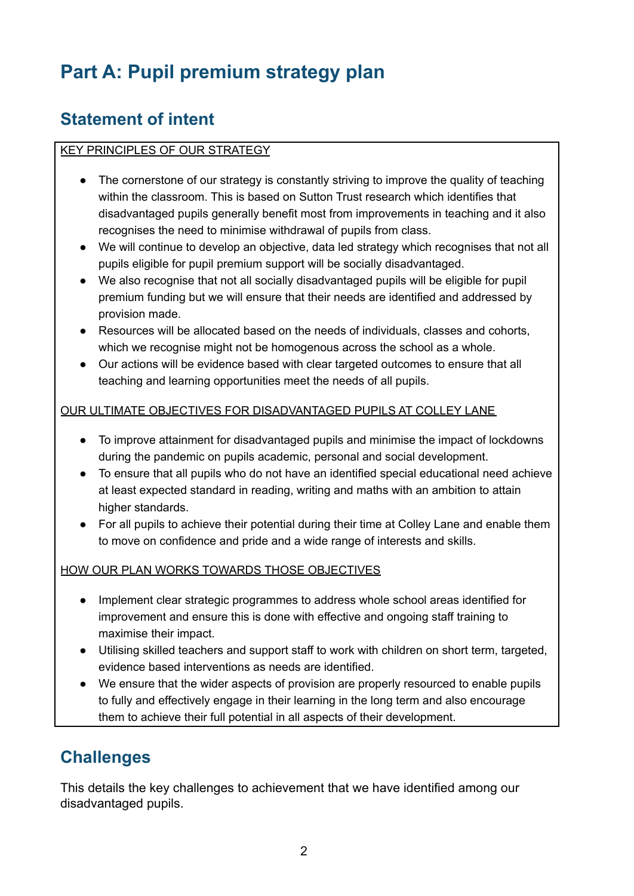# Part A: Pupil premium strategy plan

## Statement of intent

KEY PRINCIPLES OF OUR STRATEGY

- The cornerstone of our strategy is constantly striving to improve the quality of teaching within the classroom. This is based on Sutton Trust research which identifies that disadvantaged pupils generally benefit most from improvements in teaching and it also recognises the need to minimise withdrawal of pupils from class.
- We will continue to develop an objective, data led strategy which recognises that not all pupils eligible for pupil premium support will be socially disadvantaged.
- We also recognise that not all socially disadvantaged pupils will be eligible for pupil premium funding but we will ensure that their needs are identified and addressed by provision made.
- Resources will be allocated based on the needs of individuals, classes and cohorts, which we recognise might not be homogenous across the school as a whole.
- Our actions will be evidence based with clear targeted outcomes to ensure that all teaching and learning opportunities meet the needs of all pupils.

OUR ULTIMATE OBJECTIVES FOR DISADVANTAGED PUPILS AT COLLEY LANE

- To improve attainment for disadvantaged pupils and minimise the impact of lockdowns during the pandemic on pupils academic, personal and social development.
- To ensure that all pupils who do not have an identified special educational need achieve at least expected standard in reading, writing and maths with an ambition to attain higher standards.
- For all pupils to achieve their potential during their time at Colley Lane and enable them to move on confidence and pride and a wide range of interests and skills.

HOW OUR PLAN WORKS TOWARDS THOSE OBJECTIVES

- Implement clear strategic programmes to address whole school areas identified for improvement and ensure this is done with effective and ongoing staff training to maximise their impact.
- Utilising skilled teachers and support staff to work with children on short term, targeted, evidence based interventions as needs are identified.
- We ensure that the wider aspects of provision are properly resourced to enable pupils to fully and effectively engage in their learning in the long term and also encourage them to achieve their full potential in all aspects of their development.

## Challenges

This details the key challenges to achievement that we have identified among our disadvantaged pupils.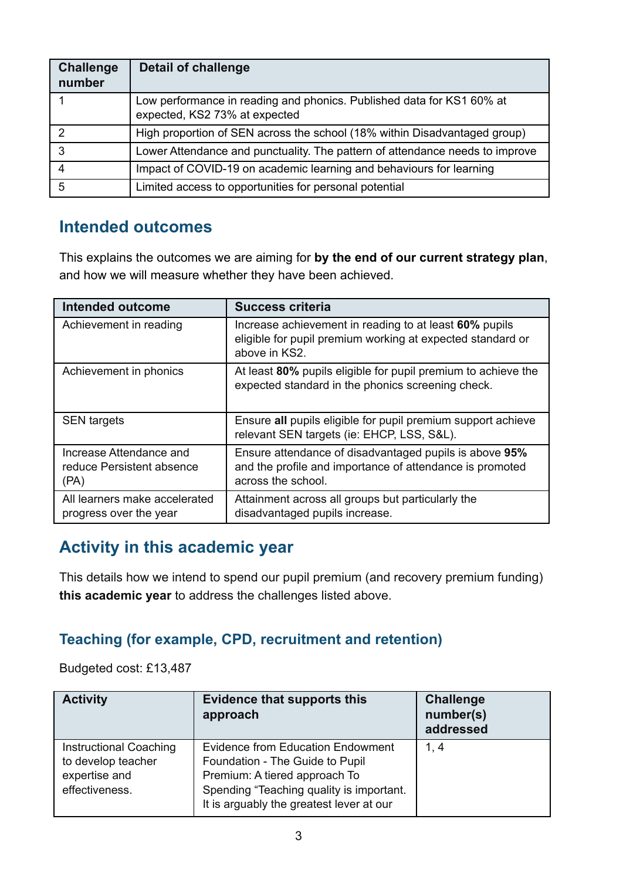| Challenge number | Detail of challenge |
|---|---|
| 1 | Low performance in reading and phonics. Published data for KS1 60% at expected, KS2 73% at expected |
| 2 | High proportion of SEN across the school (18% within Disadvantaged group) |
| 3 | Lower Attendance and punctuality. The pattern of attendance needs to improve |
| 4 | Impact of COVID-19 on academic learning and behaviours for learning |
| 5 | Limited access to opportunities for personal potential |

## Intended outcomes

This explains the outcomes we are aiming for **by the end of our current strategy plan**, and how we will measure whether they have been achieved.

| Intended outcome | Success criteria |
|---|---|
| Achievement in reading | Increase achievement in reading to at least **60%** pupils eligible for pupil premium working at expected standard or above in KS2. |
| Achievement in phonics | At least **80%** pupils eligible for pupil premium to achieve the expected standard in the phonics screening check. |
| SEN targets | Ensure **all** pupils eligible for pupil premium support achieve relevant SEN targets (ie: EHCP, LSS, S&L). |
| Increase Attendance and reduce Persistent absence (PA) | Ensure attendance of disadvantaged pupils is above **95%** and the profile and importance of attendance is promoted across the school. |
| All learners make accelerated progress over the year | Attainment across all groups but particularly the disadvantaged pupils increase. |

## Activity in this academic year

This details how we intend to spend our pupil premium (and recovery premium funding) **this academic year** to address the challenges listed above.

### Teaching (for example, CPD, recruitment and retention)

Budgeted cost: £13,487

| Activity | Evidence that supports this approach | Challenge number(s) addressed |
|---|---|---|
| Instructional Coaching to develop teacher expertise and effectiveness. | Evidence from Education Endowment Foundation - The Guide to Pupil Premium: A tiered approach To Spending "Teaching quality is important. It is arguably the greatest lever at our | 1, 4 |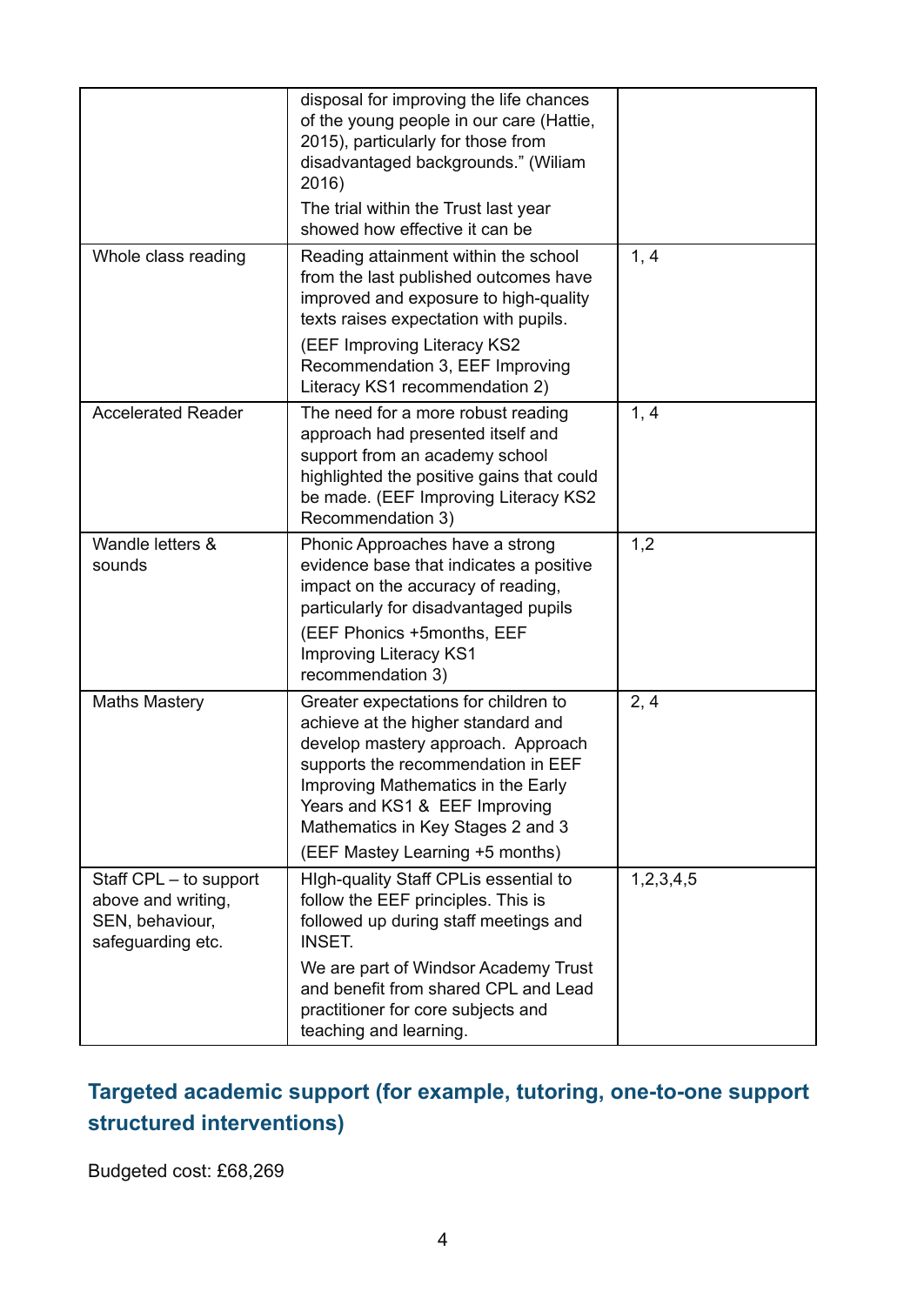| | | |
|---|---|---|
| | disposal for improving the life chances of the young people in our care (Hattie, 2015), particularly for those from disadvantaged backgrounds." (Wiliam 2016) The trial within the Trust last year showed how effective it can be | |
| Whole class reading | Reading attainment within the school from the last published outcomes have improved and exposure to high-quality texts raises expectation with pupils. (EEF Improving Literacy KS2 Recommendation 3, EEF Improving Literacy KS1 recommendation 2) | 1, 4 |
| Accelerated Reader | The need for a more robust reading approach had presented itself and support from an academy school highlighted the positive gains that could be made. (EEF Improving Literacy KS2 Recommendation 3) | 1, 4 |
| Wandle letters & sounds | Phonic Approaches have a strong evidence base that indicates a positive impact on the accuracy of reading, particularly for disadvantaged pupils (EEF Phonics +5months, EEF Improving Literacy KS1 recommendation 3) | 1,2 |
| Maths Mastery | Greater expectations for children to achieve at the higher standard and develop mastery approach. Approach supports the recommendation in EEF Improving Mathematics in the Early Years and KS1 & EEF Improving Mathematics in Key Stages 2 and 3 (EEF Mastey Learning +5 months) | 2, 4 |
| Staff CPL – to support above and writing, SEN, behaviour, safeguarding etc. | HIgh-quality Staff CPLis essential to follow the EEF principles. This is followed up during staff meetings and INSET. We are part of Windsor Academy Trust and benefit from shared CPL and Lead practitioner for core subjects and teaching and learning. | 1,2,3,4,5 |

## Targeted academic support (for example, tutoring, one-to-one support structured interventions)

Budgeted cost: £68,269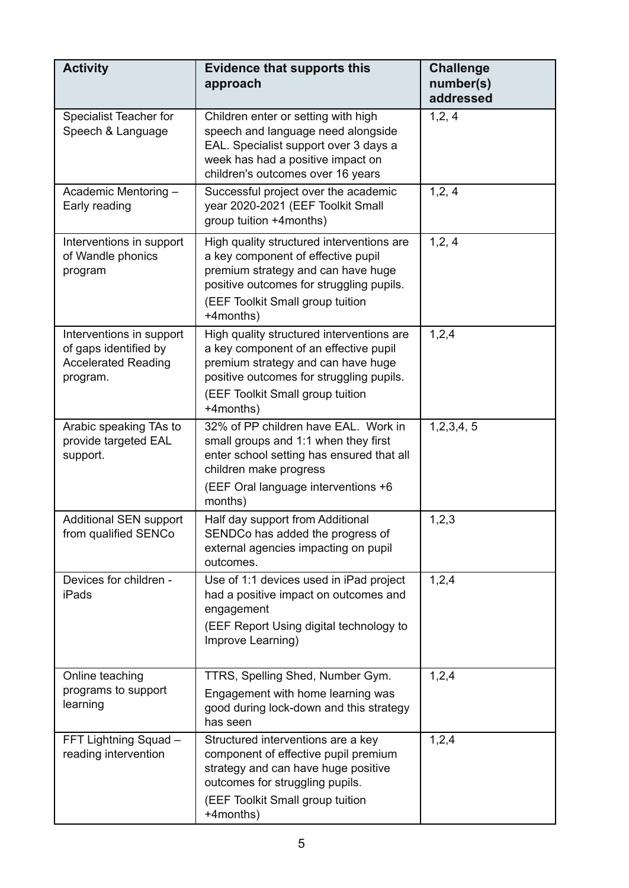| Activity | Evidence that supports this approach | Challenge number(s) addressed |
|---|---|---|
| Specialist Teacher for Speech & Language | Children enter or setting with high speech and language need alongside EAL. Specialist support over 3 days a week has had a positive impact on children's outcomes over 16 years | 1,2, 4 |
| Academic Mentoring – Early reading | Successful project over the academic year 2020-2021 (EEF Toolkit Small group tuition +4months) | 1,2, 4 |
| Interventions in support of Wandle phonics program | High quality structured interventions are a key component of effective pupil premium strategy and can have huge positive outcomes for struggling pupils.<br>(EEF Toolkit Small group tuition +4months) | 1,2, 4 |
| Interventions in support of gaps identified by Accelerated Reading program. | High quality structured interventions are a key component of an effective pupil premium strategy and can have huge positive outcomes for struggling pupils.<br>(EEF Toolkit Small group tuition +4months) | 1,2,4 |
| Arabic speaking TAs to provide targeted EAL support. | 32% of PP children have EAL. Work in small groups and 1:1 when they first enter school setting has ensured that all children make progress<br>(EEF Oral language interventions +6 months) | 1,2,3,4, 5 |
| Additional SEN support from qualified SENCo | Half day support from Additional SENDCo has added the progress of external agencies impacting on pupil outcomes. | 1,2,3 |
| Devices for children - iPads | Use of 1:1 devices used in iPad project had a positive impact on outcomes and engagement<br>(EEF Report Using digital technology to Improve Learning) | 1,2,4 |
| Online teaching programs to support learning | TTRS, Spelling Shed, Number Gym.<br>Engagement with home learning was good during lock-down and this strategy has seen | 1,2,4 |
| FFT Lightning Squad – reading intervention | Structured interventions are a key component of effective pupil premium strategy and can have huge positive outcomes for struggling pupils.<br>(EEF Toolkit Small group tuition +4months) | 1,2,4 |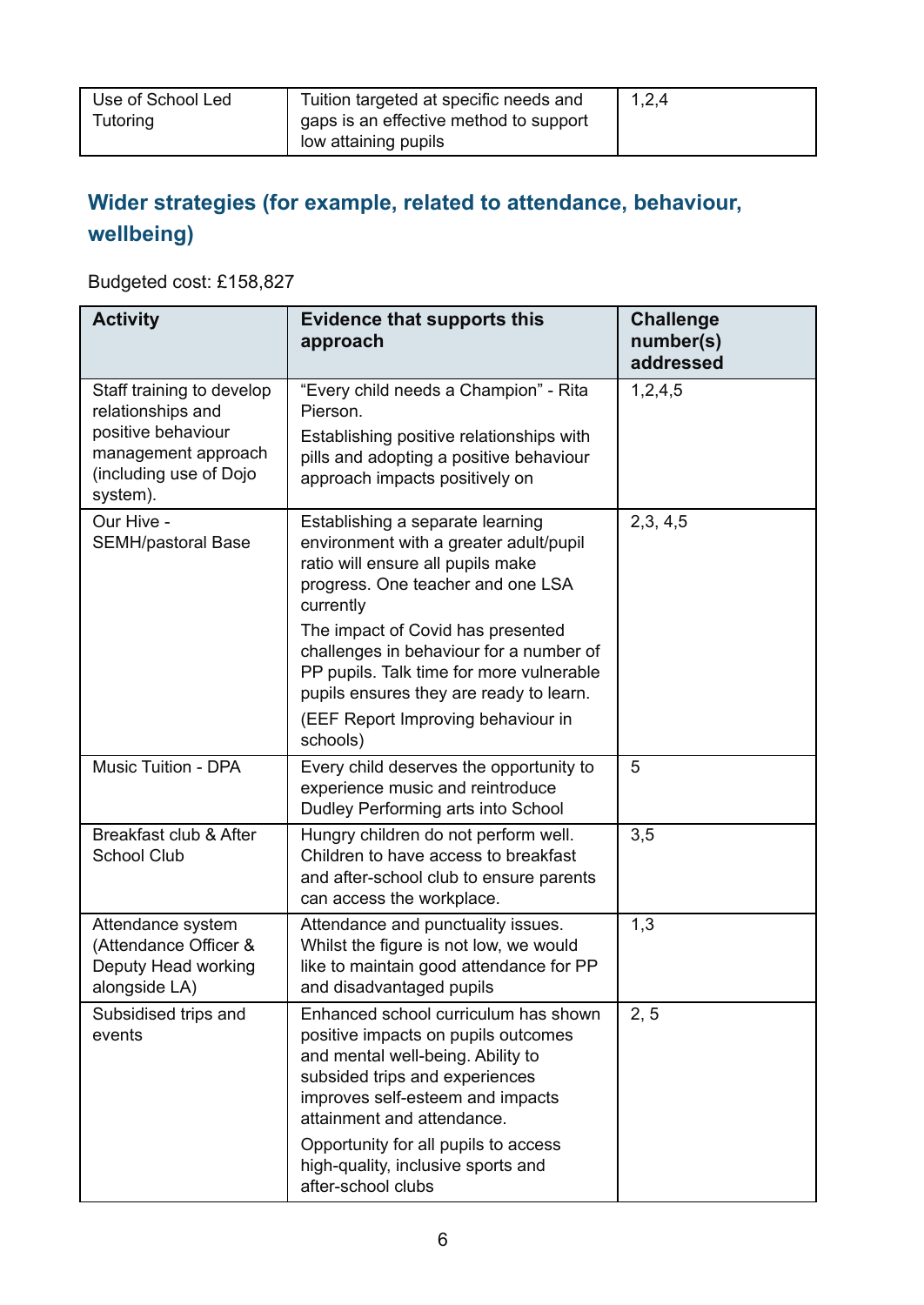| Use of School Led Tutoring | Tuition targeted at specific needs and gaps is an effective method to support low attaining pupils | 1,2,4 |
|---|---|---|

## Wider strategies (for example, related to attendance, behaviour, wellbeing)

Budgeted cost: £158,827

| Activity | Evidence that supports this approach | Challenge number(s) addressed |
|---|---|---|
| Staff training to develop relationships and positive behaviour management approach (including use of Dojo system). | "Every child needs a Champion" - Rita Pierson.<br>Establishing positive relationships with pills and adopting a positive behaviour approach impacts positively on | 1,2,4,5 |
| Our Hive - SEMH/pastoral Base | Establishing a separate learning environment with a greater adult/pupil ratio will ensure all pupils make progress. One teacher and one LSA currently<br>The impact of Covid has presented challenges in behaviour for a number of PP pupils. Talk time for more vulnerable pupils ensures they are ready to learn.<br>(EEF Report Improving behaviour in schools) | 2,3, 4,5 |
| Music Tuition - DPA | Every child deserves the opportunity to experience music and reintroduce Dudley Performing arts into School | 5 |
| Breakfast club & After School Club | Hungry children do not perform well. Children to have access to breakfast and after-school club to ensure parents can access the workplace. | 3,5 |
| Attendance system (Attendance Officer & Deputy Head working alongside LA) | Attendance and punctuality issues. Whilst the figure is not low, we would like to maintain good attendance for PP and disadvantaged pupils | 1,3 |
| Subsidised trips and events | Enhanced school curriculum has shown positive impacts on pupils outcomes and mental well-being. Ability to subsided trips and experiences improves self-esteem and impacts attainment and attendance.<br>Opportunity for all pupils to access high-quality, inclusive sports and after-school clubs | 2, 5 |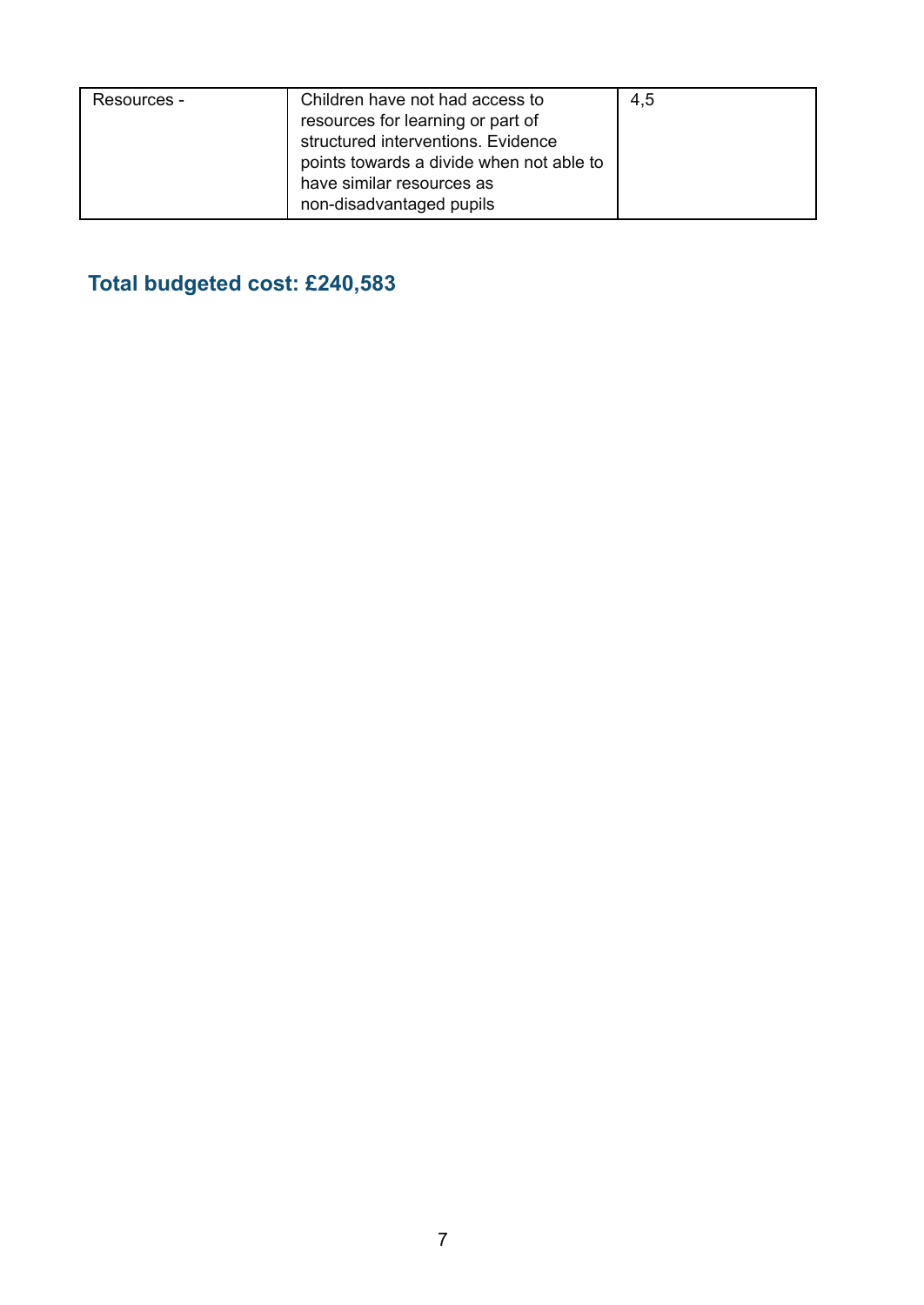| | | |
|---|---|---|
| Resources - | Children have not had access to resources for learning or part of structured interventions. Evidence points towards a divide when not able to have similar resources as non-disadvantaged pupils | 4,5 |

## Total budgeted cost: £240,583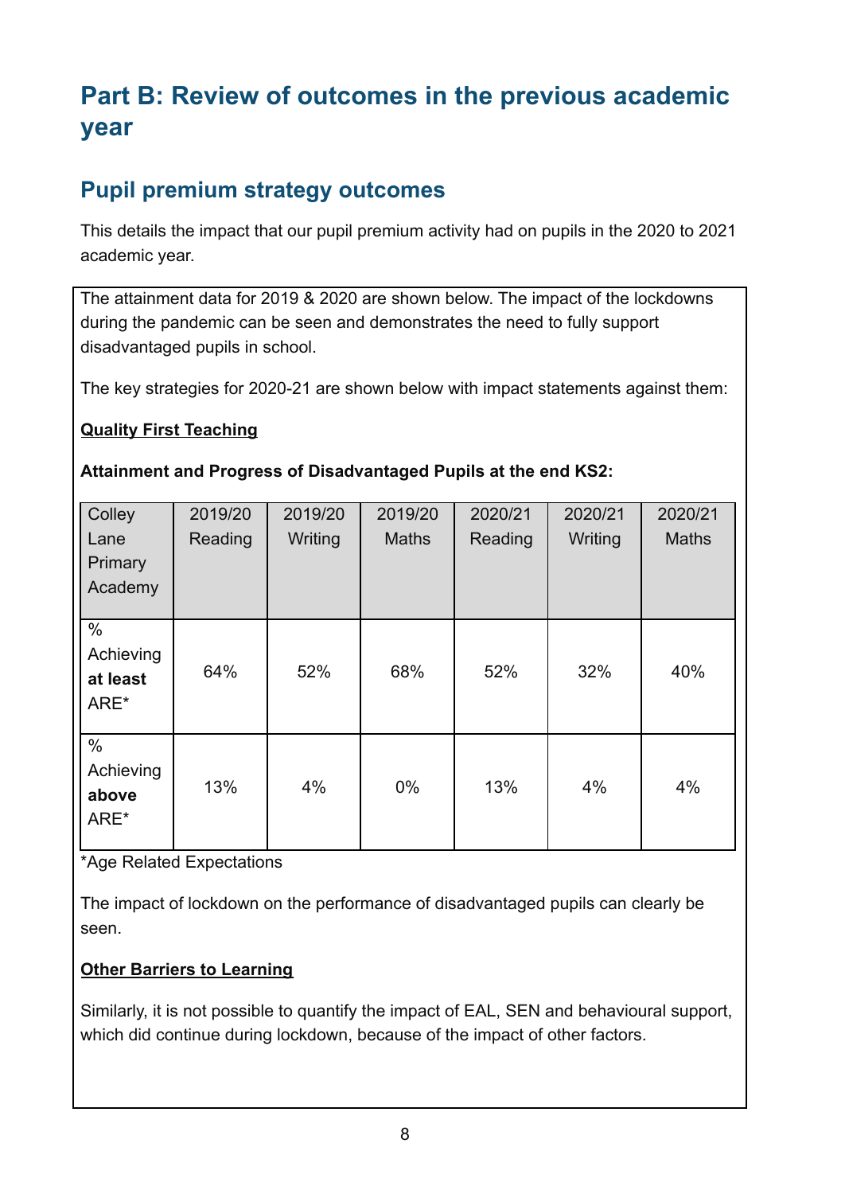# Part B: Review of outcomes in the previous academic year

## Pupil premium strategy outcomes

This details the impact that our pupil premium activity had on pupils in the 2020 to 2021 academic year.

The attainment data for 2019 & 2020 are shown below. The impact of the lockdowns during the pandemic can be seen and demonstrates the need to fully support disadvantaged pupils in school.

The key strategies for 2020-21 are shown below with impact statements against them:

**Quality First Teaching**

**Attainment and Progress of Disadvantaged Pupils at the end KS2:**

| Colley Lane Primary Academy | 2019/20 Reading | 2019/20 Writing | 2019/20 Maths | 2020/21 Reading | 2020/21 Writing | 2020/21 Maths |
|---|---|---|---|---|---|---|
| % Achieving **at least** ARE* | 64% | 52% | 68% | 52% | 32% | 40% |
| % Achieving **above** ARE* | 13% | 4% | 0% | 13% | 4% | 4% |

*Age Related Expectations

The impact of lockdown on the performance of disadvantaged pupils can clearly be seen.

**Other Barriers to Learning**

Similarly, it is not possible to quantify the impact of EAL, SEN and behavioural support, which did continue during lockdown, because of the impact of other factors.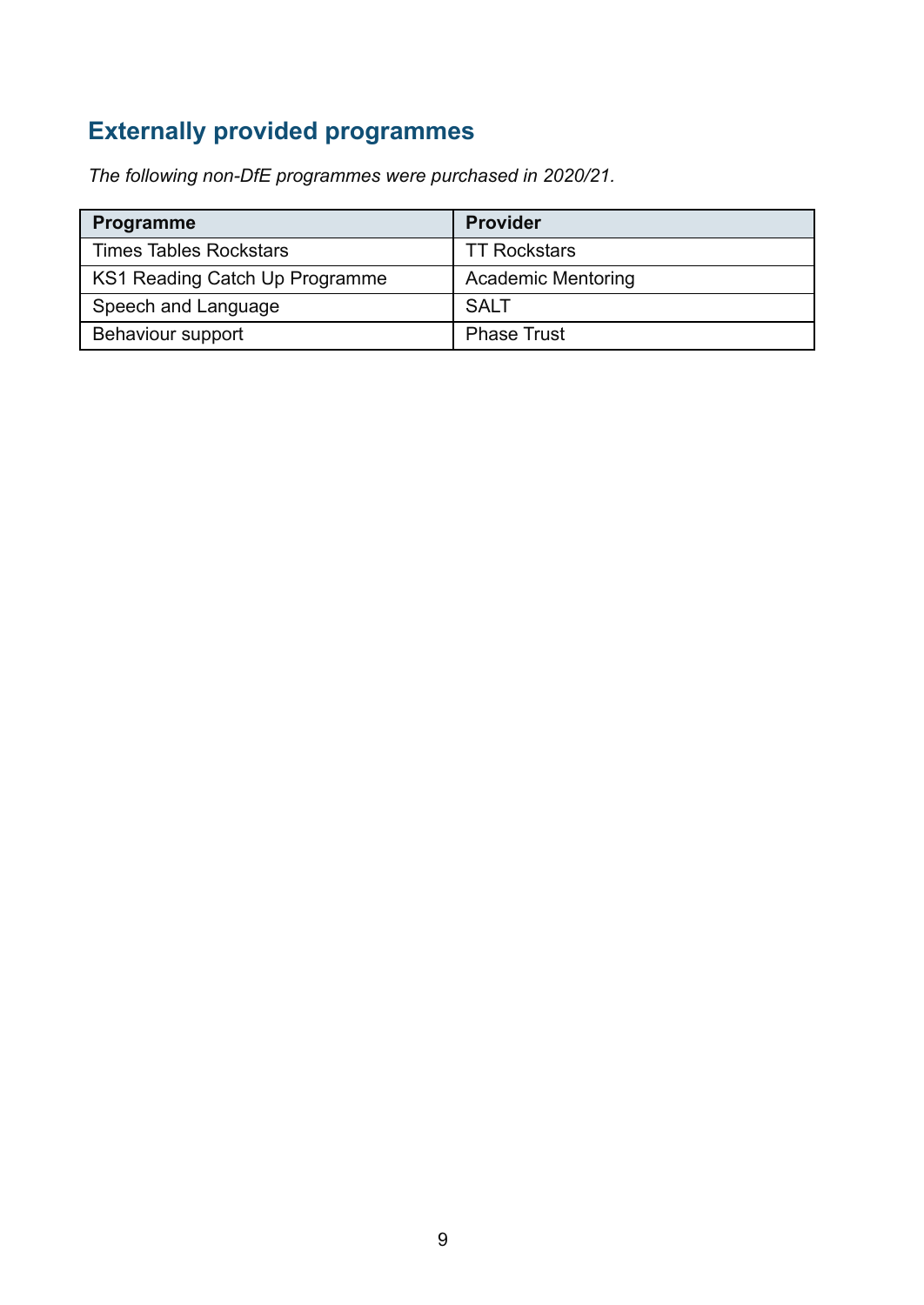## Externally provided programmes

*The following non-DfE programmes were purchased in 2020/21.*

| Programme | Provider |
|---|---|
| Times Tables Rockstars | TT Rockstars |
| KS1 Reading Catch Up Programme | Academic Mentoring |
| Speech and Language | SALT |
| Behaviour support | Phase Trust |